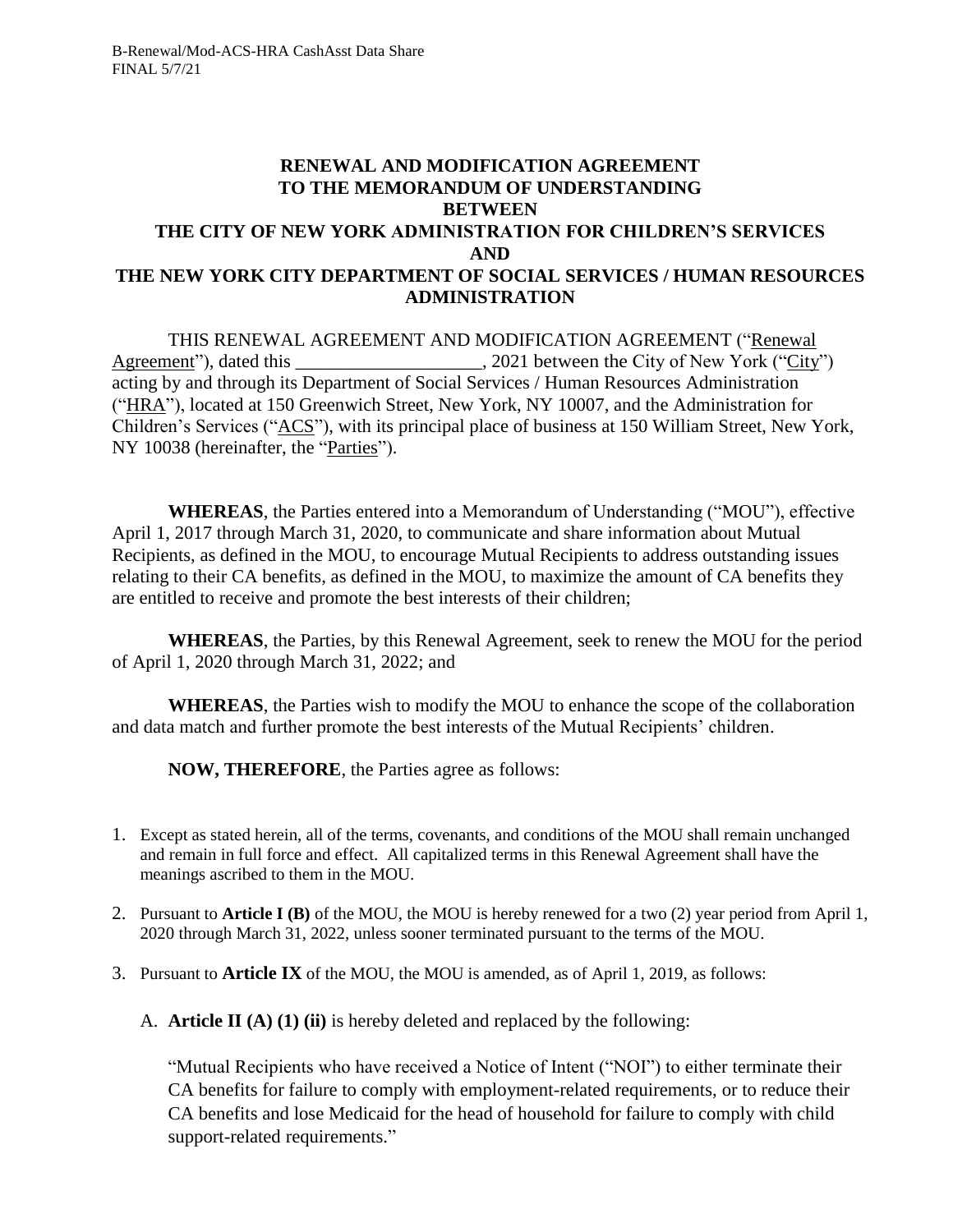B-Renewal/Mod-ACS-HRA CashAsst Data Share
FINAL 5/7/21

# RENEWAL AND MODIFICATION AGREEMENT TO THE MEMORANDUM OF UNDERSTANDING BETWEEN THE CITY OF NEW YORK ADMINISTRATION FOR CHILDREN'S SERVICES AND THE NEW YORK CITY DEPARTMENT OF SOCIAL SERVICES / HUMAN RESOURCES ADMINISTRATION

THIS RENEWAL AGREEMENT AND MODIFICATION AGREEMENT ("Renewal Agreement"), dated this ____________________, 2021 between the City of New York ("City") acting by and through its Department of Social Services / Human Resources Administration ("HRA"), located at 150 Greenwich Street, New York, NY 10007, and the Administration for Children's Services ("ACS"), with its principal place of business at 150 William Street, New York, NY 10038 (hereinafter, the "Parties").

**WHEREAS**, the Parties entered into a Memorandum of Understanding ("MOU"), effective April 1, 2017 through March 31, 2020, to communicate and share information about Mutual Recipients, as defined in the MOU, to encourage Mutual Recipients to address outstanding issues relating to their CA benefits, as defined in the MOU, to maximize the amount of CA benefits they are entitled to receive and promote the best interests of their children;

**WHEREAS**, the Parties, by this Renewal Agreement, seek to renew the MOU for the period of April 1, 2020 through March 31, 2022; and

**WHEREAS**, the Parties wish to modify the MOU to enhance the scope of the collaboration and data match and further promote the best interests of the Mutual Recipients' children.

**NOW, THEREFORE**, the Parties agree as follows:

1. Except as stated herein, all of the terms, covenants, and conditions of the MOU shall remain unchanged and remain in full force and effect. All capitalized terms in this Renewal Agreement shall have the meanings ascribed to them in the MOU.

2. Pursuant to **Article I (B)** of the MOU, the MOU is hereby renewed for a two (2) year period from April 1, 2020 through March 31, 2022, unless sooner terminated pursuant to the terms of the MOU.

3. Pursuant to **Article IX** of the MOU, the MOU is amended, as of April 1, 2019, as follows:

   A. **Article II (A) (1) (ii)** is hereby deleted and replaced by the following:

   "Mutual Recipients who have received a Notice of Intent ("NOI") to either terminate their CA benefits for failure to comply with employment-related requirements, or to reduce their CA benefits and lose Medicaid for the head of household for failure to comply with child support-related requirements."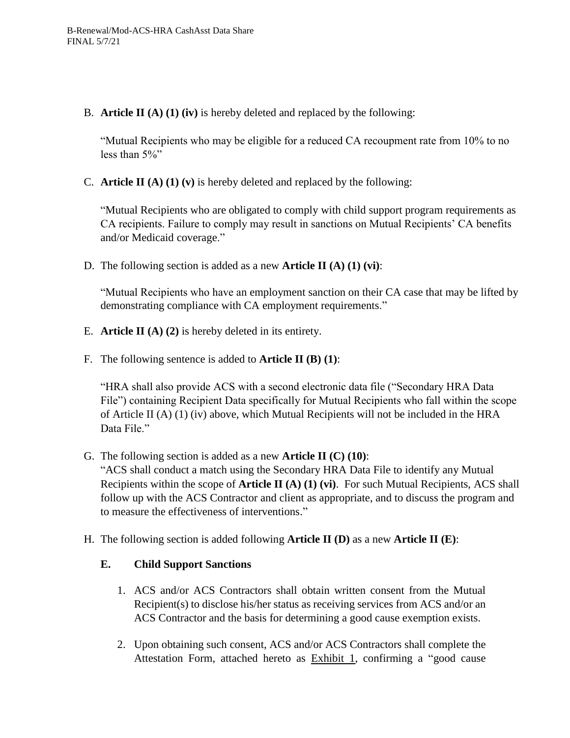B. **Article II (A) (1) (iv)** is hereby deleted and replaced by the following:

"Mutual Recipients who may be eligible for a reduced CA recoupment rate from 10% to no less than 5%"

C. **Article II (A) (1) (v)** is hereby deleted and replaced by the following:

"Mutual Recipients who are obligated to comply with child support program requirements as CA recipients. Failure to comply may result in sanctions on Mutual Recipients' CA benefits and/or Medicaid coverage."

D. The following section is added as a new **Article II (A) (1) (vi)**:

"Mutual Recipients who have an employment sanction on their CA case that may be lifted by demonstrating compliance with CA employment requirements."

E. **Article II (A) (2)** is hereby deleted in its entirety.

F. The following sentence is added to **Article II (B) (1)**:

"HRA shall also provide ACS with a second electronic data file ("Secondary HRA Data File") containing Recipient Data specifically for Mutual Recipients who fall within the scope of Article II (A) (1) (iv) above, which Mutual Recipients will not be included in the HRA Data File."

G. The following section is added as a new **Article II (C) (10)**:
"ACS shall conduct a match using the Secondary HRA Data File to identify any Mutual Recipients within the scope of **Article II (A) (1) (vi)**. For such Mutual Recipients, ACS shall follow up with the ACS Contractor and client as appropriate, and to discuss the program and to measure the effectiveness of interventions."

H. The following section is added following **Article II (D)** as a new **Article II (E)**:

**E. Child Support Sanctions**

1. ACS and/or ACS Contractors shall obtain written consent from the Mutual Recipient(s) to disclose his/her status as receiving services from ACS and/or an ACS Contractor and the basis for determining a good cause exemption exists.

2. Upon obtaining such consent, ACS and/or ACS Contractors shall complete the Attestation Form, attached hereto as Exhibit 1, confirming a "good cause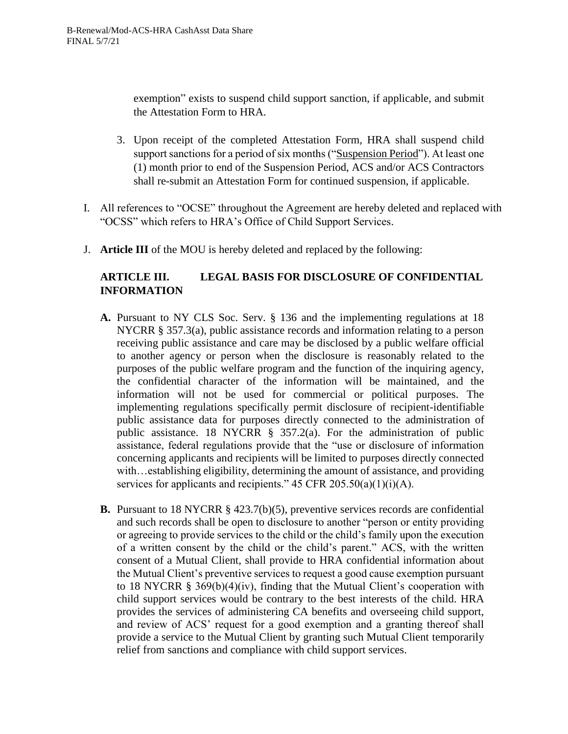exemption" exists to suspend child support sanction, if applicable, and submit the Attestation Form to HRA.

3. Upon receipt of the completed Attestation Form, HRA shall suspend child support sanctions for a period of six months ("Suspension Period"). At least one (1) month prior to end of the Suspension Period, ACS and/or ACS Contractors shall re-submit an Attestation Form for continued suspension, if applicable.

I. All references to "OCSE" throughout the Agreement are hereby deleted and replaced with "OCSS" which refers to HRA's Office of Child Support Services.

J. **Article III** of the MOU is hereby deleted and replaced by the following:

**ARTICLE III. LEGAL BASIS FOR DISCLOSURE OF CONFIDENTIAL INFORMATION**

**A.** Pursuant to NY CLS Soc. Serv. § 136 and the implementing regulations at 18 NYCRR § 357.3(a), public assistance records and information relating to a person receiving public assistance and care may be disclosed by a public welfare official to another agency or person when the disclosure is reasonably related to the purposes of the public welfare program and the function of the inquiring agency, the confidential character of the information will be maintained, and the information will not be used for commercial or political purposes. The implementing regulations specifically permit disclosure of recipient-identifiable public assistance data for purposes directly connected to the administration of public assistance. 18 NYCRR § 357.2(a). For the administration of public assistance, federal regulations provide that the "use or disclosure of information concerning applicants and recipients will be limited to purposes directly connected with…establishing eligibility, determining the amount of assistance, and providing services for applicants and recipients." 45 CFR 205.50(a)(1)(i)(A).

**B.** Pursuant to 18 NYCRR § 423.7(b)(5), preventive services records are confidential and such records shall be open to disclosure to another "person or entity providing or agreeing to provide services to the child or the child's family upon the execution of a written consent by the child or the child's parent." ACS, with the written consent of a Mutual Client, shall provide to HRA confidential information about the Mutual Client's preventive services to request a good cause exemption pursuant to 18 NYCRR § 369(b)(4)(iv), finding that the Mutual Client's cooperation with child support services would be contrary to the best interests of the child. HRA provides the services of administering CA benefits and overseeing child support, and review of ACS' request for a good exemption and a granting thereof shall provide a service to the Mutual Client by granting such Mutual Client temporarily relief from sanctions and compliance with child support services.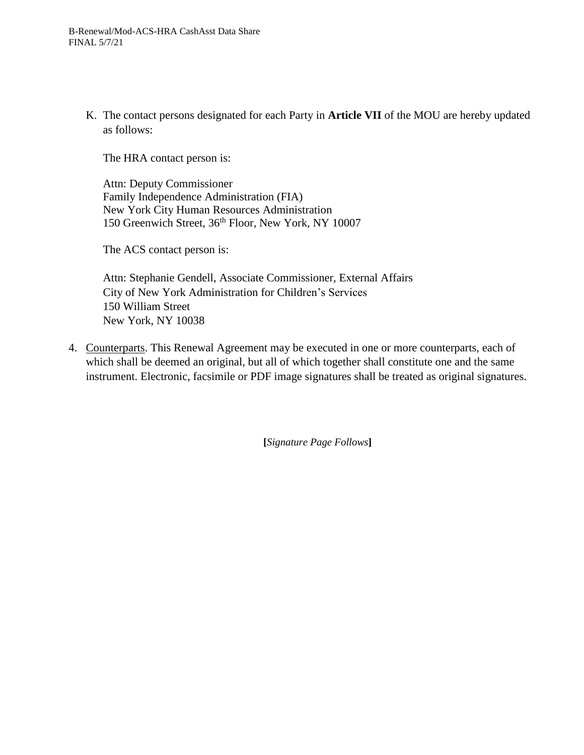K. The contact persons designated for each Party in **Article VII** of the MOU are hereby updated as follows:

The HRA contact person is:

Attn: Deputy Commissioner
Family Independence Administration (FIA)
New York City Human Resources Administration
150 Greenwich Street, 36th Floor, New York, NY 10007

The ACS contact person is:

Attn: Stephanie Gendell, Associate Commissioner, External Affairs
City of New York Administration for Children's Services
150 William Street
New York, NY 10038

4. Counterparts. This Renewal Agreement may be executed in one or more counterparts, each of which shall be deemed an original, but all of which together shall constitute one and the same instrument. Electronic, facsimile or PDF image signatures shall be treated as original signatures.

**[***Signature Page Follows***]**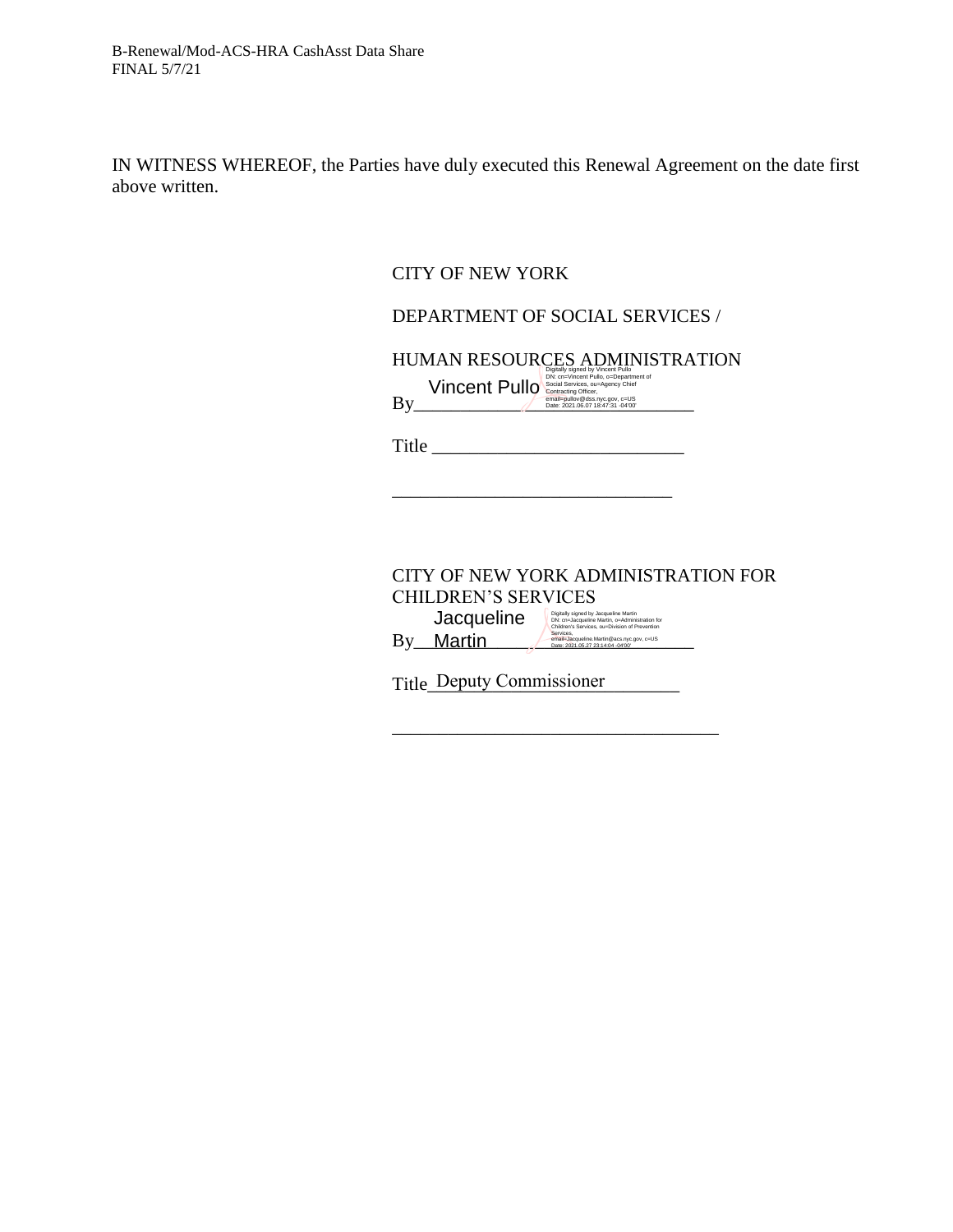IN WITNESS WHEREOF, the Parties have duly executed this Renewal Agreement on the date first above written.

CITY OF NEW YORK

DEPARTMENT OF SOCIAL SERVICES /

HUMAN RESOURCES ADMINISTRATION

By Vincent Pullo
Digitally signed by Vincent Pullo
DN: cn=Vincent Pullo, o=Department of Social Services, ou=Agency Chief Contracting Officer, email=pullov@dss.nyc.gov, c=US
Date: 2021.06.07 18:47:31 -04'00'

Title ___________________________

______________________________

CITY OF NEW YORK ADMINISTRATION FOR CHILDREN'S SERVICES

By Jacqueline Martin
Digitally signed by Jacqueline Martin
DN: cn=Jacqueline Martin, o=Administration for Children's Services, ou=Division of Prevention Services, email=Jacqueline.Martin@acs.nyc.gov, c=US
Date: 2021.05.27 23:14:04 -04'00'

Title Deputy Commissioner

___________________________________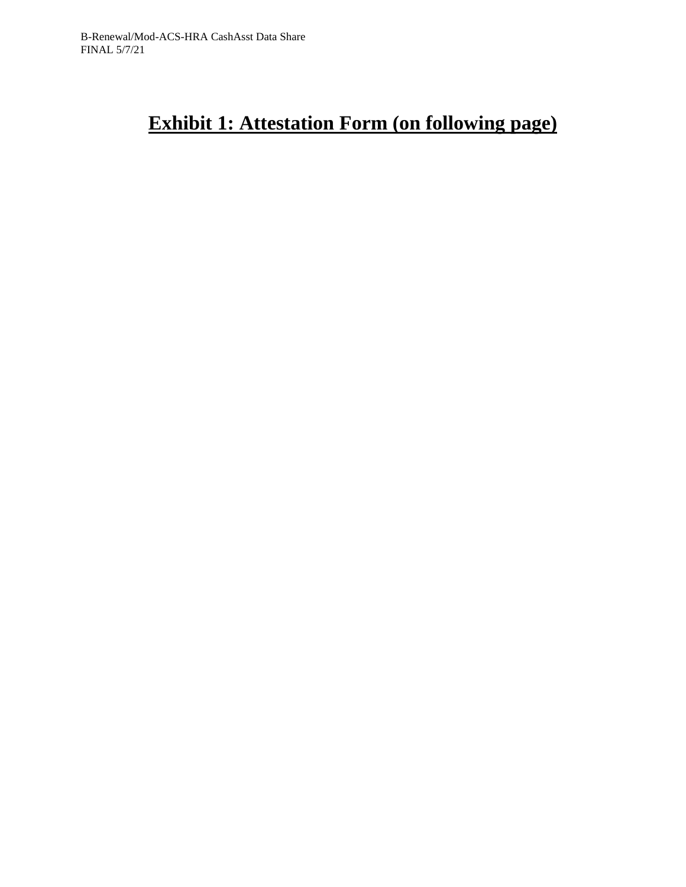# Exhibit 1: Attestation Form (on following page)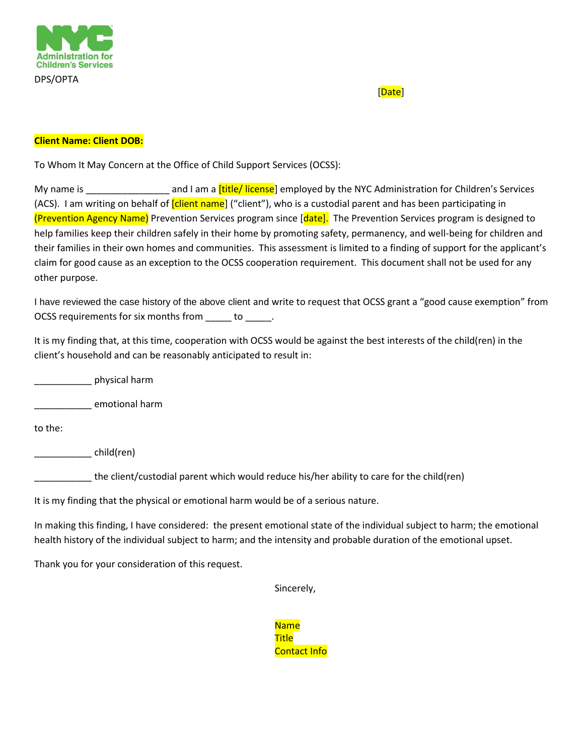NYC Administration for Children's Services

DPS/OPTA

[Date]

**Client Name: Client DOB:**

To Whom It May Concern at the Office of Child Support Services (OCSS):

My name is ________________ and I am a [title/ license] employed by the NYC Administration for Children's Services (ACS). I am writing on behalf of [client name] ("client"), who is a custodial parent and has been participating in (Prevention Agency Name) Prevention Services program since [date]. The Prevention Services program is designed to help families keep their children safely in their home by promoting safety, permanency, and well-being for children and their families in their own homes and communities. This assessment is limited to a finding of support for the applicant's claim for good cause as an exception to the OCSS cooperation requirement. This document shall not be used for any other purpose.

I have reviewed the case history of the above client and write to request that OCSS grant a "good cause exemption" from OCSS requirements for six months from _____ to _____.

It is my finding that, at this time, cooperation with OCSS would be against the best interests of the child(ren) in the client's household and can be reasonably anticipated to result in:

___________ physical harm

___________ emotional harm

to the:

___________ child(ren)

___________ the client/custodial parent which would reduce his/her ability to care for the child(ren)

It is my finding that the physical or emotional harm would be of a serious nature.

In making this finding, I have considered: the present emotional state of the individual subject to harm; the emotional health history of the individual subject to harm; and the intensity and probable duration of the emotional upset.

Thank you for your consideration of this request.

Sincerely,

Name
Title
Contact Info